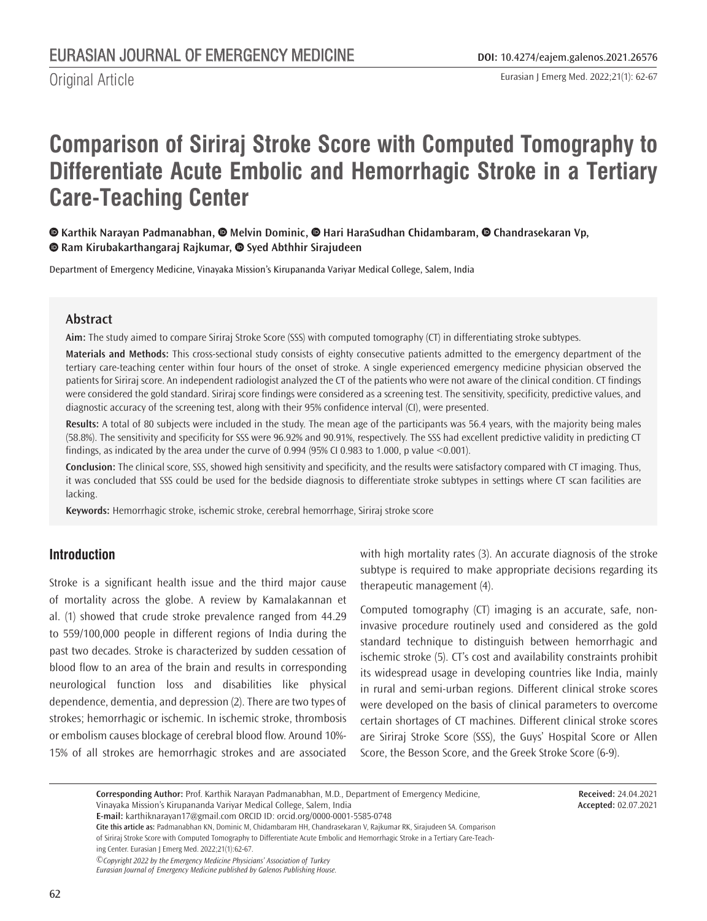Original Article

# Comparison of Siriraj Stroke Score with Computed Tomography to Differentiate Acute Embolic and Hemorrhagic Stroke in a Tertiary Care-Teaching Center

**Karthik Narayan Padmanabhan, Melvin Dominic, Hari HaraSudhan Chidambaram, Chandrasekaran Vp, Ram Kirubakarthangaraj Rajkumar, Syed Abthhir Sirajudeen**

Department of Emergency Medicine, Vinayaka Mission's Kirupananda Variyar Medical College, Salem, India

## Abstract

**Aim:** The study aimed to compare Siriraj Stroke Score (SSS) with computed tomography (CT) in differentiating stroke subtypes.

**Materials and Methods:** This cross-sectional study consists of eighty consecutive patients admitted to the emergency department of the tertiary care-teaching center within four hours of the onset of stroke. A single experienced emergency medicine physician observed the patients for Siriraj score. An independent radiologist analyzed the CT of the patients who were not aware of the clinical condition. CT findings were considered the gold standard. Siriraj score findings were considered as a screening test. The sensitivity, specificity, predictive values, and diagnostic accuracy of the screening test, along with their 95% confidence interval (CI), were presented.

**Results:** A total of 80 subjects were included in the study. The mean age of the participants was 56.4 years, with the majority being males (58.8%). The sensitivity and specificity for SSS were 96.92% and 90.91%, respectively. The SSS had excellent predictive validity in predicting CT findings, as indicated by the area under the curve of 0.994 (95% CI 0.983 to 1.000, p value <0.001).

**Conclusion:** The clinical score, SSS, showed high sensitivity and specificity, and the results were satisfactory compared with CT imaging. Thus, it was concluded that SSS could be used for the bedside diagnosis to differentiate stroke subtypes in settings where CT scan facilities are lacking.

**Keywords:** Hemorrhagic stroke, ischemic stroke, cerebral hemorrhage, Siriraj stroke score

## Introduction

Stroke is a significant health issue and the third major cause of mortality across the globe. A review by Kamalakannan et al. (1) showed that crude stroke prevalence ranged from 44.29 to 559/100,000 people in different regions of India during the past two decades. Stroke is characterized by sudden cessation of blood flow to an area of the brain and results in corresponding neurological function loss and disabilities like physical dependence, dementia, and depression (2). There are two types of strokes; hemorrhagic or ischemic. In ischemic stroke, thrombosis or embolism causes blockage of cerebral blood flow. Around 10%-15% of all strokes are hemorrhagic strokes and are associated with high mortality rates (3). An accurate diagnosis of the stroke subtype is required to make appropriate decisions regarding its therapeutic management (4).

Computed tomography (CT) imaging is an accurate, safe, non-invasive procedure routinely used and considered as the gold standard technique to distinguish between hemorrhagic and ischemic stroke (5). CT's cost and availability constraints prohibit its widespread usage in developing countries like India, mainly in rural and semi-urban regions. Different clinical stroke scores were developed on the basis of clinical parameters to overcome certain shortages of CT machines. Different clinical stroke scores are Siriraj Stroke Score (SSS), the Guys' Hospital Score or Allen Score, the Besson Score, and the Greek Stroke Score (6-9).

**Corresponding Author:** Prof. Karthik Narayan Padmanabhan, M.D., Department of Emergency Medicine, Vinayaka Mission's Kirupananda Variyar Medical College, Salem, India
**E-mail:** karthiknarayan17@gmail.com ORCID ID: orcid.org/0000-0001-5585-0748
**Received:** 24.04.2021
**Accepted:** 02.07.2021

**Cite this article as:** Padmanabhan KN, Dominic M, Chidambaram HH, Chandrasekaran V, Rajkumar RK, Sirajudeen SA. Comparison of Siriraj Stroke Score with Computed Tomography to Differentiate Acute Embolic and Hemorrhagic Stroke in a Tertiary Care-Teaching Center. Eurasian J Emerg Med. 2022;21(1):62-67.

*©Copyright 2022 by the Emergency Medicine Physicians' Association of Turkey*
*Eurasian Journal of Emergency Medicine published by Galenos Publishing House.*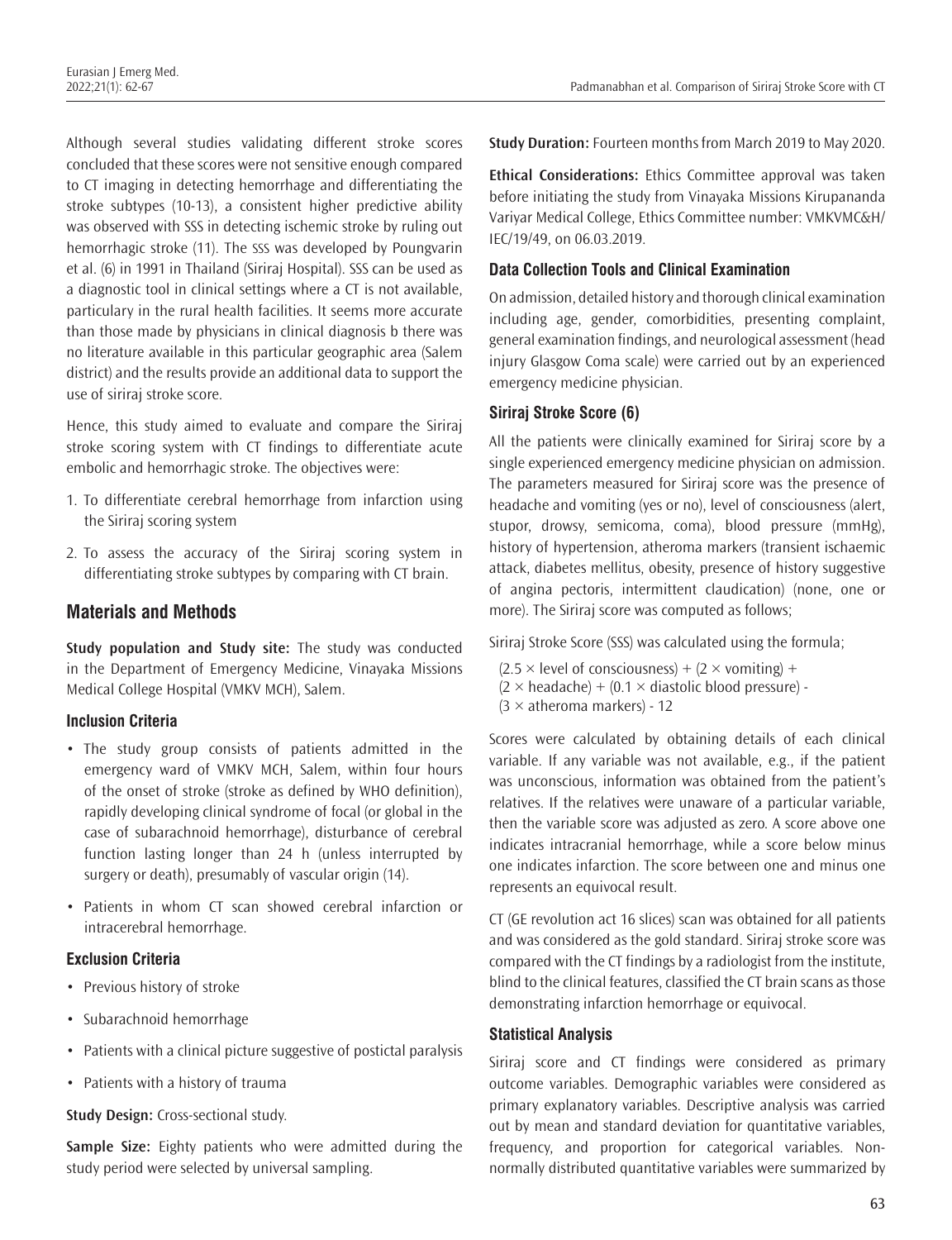Although several studies validating different stroke scores concluded that these scores were not sensitive enough compared to CT imaging in detecting hemorrhage and differentiating the stroke subtypes (10-13), a consistent higher predictive ability was observed with SSS in detecting ischemic stroke by ruling out hemorrhagic stroke (11). The SSS was developed by Poungvarin et al. (6) in 1991 in Thailand (Siriraj Hospital). SSS can be used as a diagnostic tool in clinical settings where a CT is not available, particulary in the rural health facilities. It seems more accurate than those made by physicians in clinical diagnosis b there was no literature available in this particular geographic area (Salem district) and the results provide an additional data to support the use of siriraj stroke score.

Hence, this study aimed to evaluate and compare the Siriraj stroke scoring system with CT findings to differentiate acute embolic and hemorrhagic stroke. The objectives were:

1. To differentiate cerebral hemorrhage from infarction using the Siriraj scoring system
2. To assess the accuracy of the Siriraj scoring system in differentiating stroke subtypes by comparing with CT brain.

## Materials and Methods

**Study population and Study site:** The study was conducted in the Department of Emergency Medicine, Vinayaka Missions Medical College Hospital (VMKV MCH), Salem.

### Inclusion Criteria

- The study group consists of patients admitted in the emergency ward of VMKV MCH, Salem, within four hours of the onset of stroke (stroke as defined by WHO definition), rapidly developing clinical syndrome of focal (or global in the case of subarachnoid hemorrhage), disturbance of cerebral function lasting longer than 24 h (unless interrupted by surgery or death), presumably of vascular origin (14).
- Patients in whom CT scan showed cerebral infarction or intracerebral hemorrhage.

### Exclusion Criteria

- Previous history of stroke
- Subarachnoid hemorrhage
- Patients with a clinical picture suggestive of postictal paralysis
- Patients with a history of trauma

**Study Design:** Cross-sectional study.

**Sample Size:** Eighty patients who were admitted during the study period were selected by universal sampling.

**Study Duration:** Fourteen months from March 2019 to May 2020.

**Ethical Considerations:** Ethics Committee approval was taken before initiating the study from Vinayaka Missions Kirupananda Variyar Medical College, Ethics Committee number: VMKVMC&H/IEC/19/49, on 06.03.2019.

### Data Collection Tools and Clinical Examination

On admission, detailed history and thorough clinical examination including age, gender, comorbidities, presenting complaint, general examination findings, and neurological assessment (head injury Glasgow Coma scale) were carried out by an experienced emergency medicine physician.

### Siriraj Stroke Score (6)

All the patients were clinically examined for Siriraj score by a single experienced emergency medicine physician on admission. The parameters measured for Siriraj score was the presence of headache and vomiting (yes or no), level of consciousness (alert, stupor, drowsy, semicoma, coma), blood pressure (mmHg), history of hypertension, atheroma markers (transient ischaemic attack, diabetes mellitus, obesity, presence of history suggestive of angina pectoris, intermittent claudication) (none, one or more). The Siriraj score was computed as follows;

Siriraj Stroke Score (SSS) was calculated using the formula;

$$(2.5 \times \text{level of consciousness}) + (2 \times \text{vomiting}) + (2 \times \text{headache}) + (0.1 \times \text{diastolic blood pressure}) - (3 \times \text{atheroma markers}) - 12$$

Scores were calculated by obtaining details of each clinical variable. If any variable was not available, e.g., if the patient was unconscious, information was obtained from the patient's relatives. If the relatives were unaware of a particular variable, then the variable score was adjusted as zero. A score above one indicates intracranial hemorrhage, while a score below minus one indicates infarction. The score between one and minus one represents an equivocal result.

CT (GE revolution act 16 slices) scan was obtained for all patients and was considered as the gold standard. Siriraj stroke score was compared with the CT findings by a radiologist from the institute, blind to the clinical features, classified the CT brain scans as those demonstrating infarction hemorrhage or equivocal.

### Statistical Analysis

Siriraj score and CT findings were considered as primary outcome variables. Demographic variables were considered as primary explanatory variables. Descriptive analysis was carried out by mean and standard deviation for quantitative variables, frequency, and proportion for categorical variables. Non-normally distributed quantitative variables were summarized by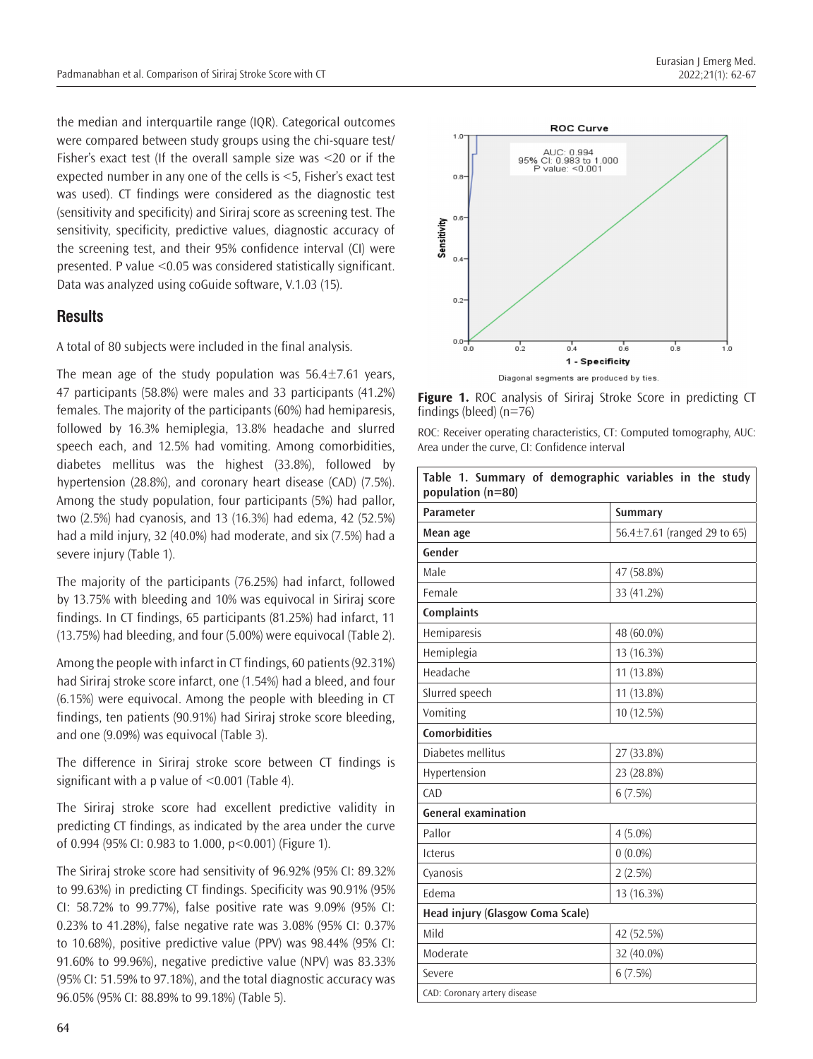the median and interquartile range (IQR). Categorical outcomes were compared between study groups using the chi-square test/Fisher's exact test (If the overall sample size was <20 or if the expected number in any one of the cells is <5, Fisher's exact test was used). CT findings were considered as the diagnostic test (sensitivity and specificity) and Siriraj score as screening test. The sensitivity, specificity, predictive values, diagnostic accuracy of the screening test, and their 95% confidence interval (CI) were presented. P value <0.05 was considered statistically significant. Data was analyzed using coGuide software, V.1.03 (15).

## Results

A total of 80 subjects were included in the final analysis.

The mean age of the study population was 56.4±7.61 years, 47 participants (58.8%) were males and 33 participants (41.2%) females. The majority of the participants (60%) had hemiparesis, followed by 16.3% hemiplegia, 13.8% headache and slurred speech each, and 12.5% had vomiting. Among comorbidities, diabetes mellitus was the highest (33.8%), followed by hypertension (28.8%), and coronary heart disease (CAD) (7.5%). Among the study population, four participants (5%) had pallor, two (2.5%) had cyanosis, and 13 (16.3%) had edema, 42 (52.5%) had a mild injury, 32 (40.0%) had moderate, and six (7.5%) had a severe injury (Table 1).

The majority of the participants (76.25%) had infarct, followed by 13.75% with bleeding and 10% was equivocal in Siriraj score findings. In CT findings, 65 participants (81.25%) had infarct, 11 (13.75%) had bleeding, and four (5.00%) were equivocal (Table 2).

Among the people with infarct in CT findings, 60 patients (92.31%) had Siriraj stroke score infarct, one (1.54%) had a bleed, and four (6.15%) were equivocal. Among the people with bleeding in CT findings, ten patients (90.91%) had Siriraj stroke score bleeding, and one (9.09%) was equivocal (Table 3).

The difference in Siriraj stroke score between CT findings is significant with a p value of <0.001 (Table 4).

The Siriraj stroke score had excellent predictive validity in predicting CT findings, as indicated by the area under the curve of 0.994 (95% CI: 0.983 to 1.000, p<0.001) (Figure 1).

The Siriraj stroke score had sensitivity of 96.92% (95% CI: 89.32% to 99.63%) in predicting CT findings. Specificity was 90.91% (95% CI: 58.72% to 99.77%), false positive rate was 9.09% (95% CI: 0.23% to 41.28%), false negative rate was 3.08% (95% CI: 0.37% to 10.68%), positive predictive value (PPV) was 98.44% (95% CI: 91.60% to 99.96%), negative predictive value (NPV) was 83.33% (95% CI: 51.59% to 97.18%), and the total diagnostic accuracy was 96.05% (95% CI: 88.89% to 99.18%) (Table 5).

**Figure 1.** ROC analysis of Siriraj Stroke Score in predicting CT findings (bleed) (n=76)

ROC: Receiver operating characteristics, CT: Computed tomography, AUC: Area under the curve, CI: Confidence interval

**Table 1. Summary of demographic variables in the study population (n=80)**

| Parameter | Summary |
|---|---|
| **Mean age** | 56.4±7.61 (ranged 29 to 65) |
| **Gender** | |
| Male | 47 (58.8%) |
| Female | 33 (41.2%) |
| **Complaints** | |
| Hemiparesis | 48 (60.0%) |
| Hemiplegia | 13 (16.3%) |
| Headache | 11 (13.8%) |
| Slurred speech | 11 (13.8%) |
| Vomiting | 10 (12.5%) |
| **Comorbidities** | |
| Diabetes mellitus | 27 (33.8%) |
| Hypertension | 23 (28.8%) |
| CAD | 6 (7.5%) |
| **General examination** | |
| Pallor | 4 (5.0%) |
| Icterus | 0 (0.0%) |
| Cyanosis | 2 (2.5%) |
| Edema | 13 (16.3%) |
| **Head injury (Glasgow Coma Scale)** | |
| Mild | 42 (52.5%) |
| Moderate | 32 (40.0%) |
| Severe | 6 (7.5%) |

CAD: Coronary artery disease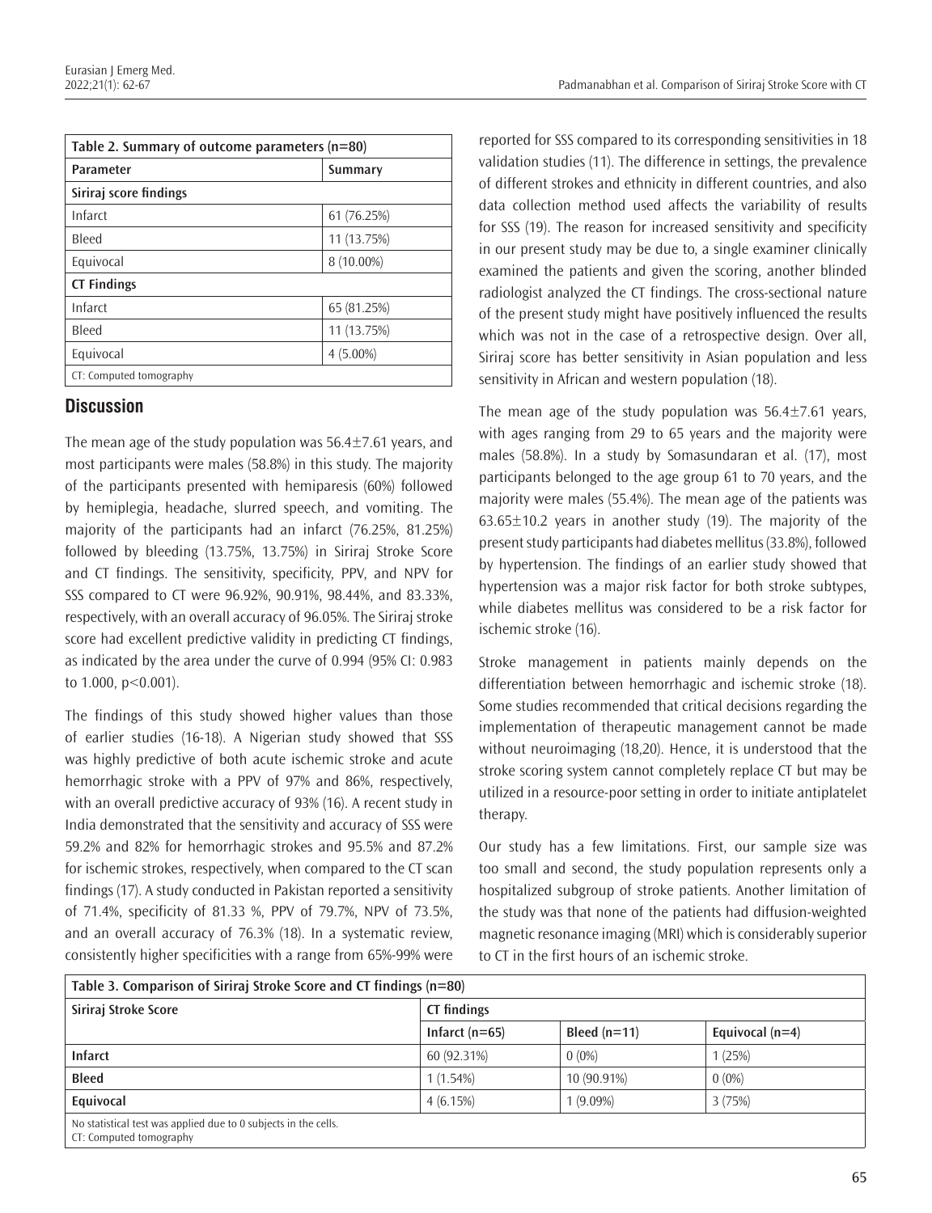| Table 2. Summary of outcome parameters (n=80) | |
|---|---|
| **Parameter** | **Summary** |
| **Siriraj score findings** | |
| Infarct | 61 (76.25%) |
| Bleed | 11 (13.75%) |
| Equivocal | 8 (10.00%) |
| **CT Findings** | |
| Infarct | 65 (81.25%) |
| Bleed | 11 (13.75%) |
| Equivocal | 4 (5.00%) |
| CT: Computed tomography | |

## Discussion

The mean age of the study population was 56.4±7.61 years, and most participants were males (58.8%) in this study. The majority of the participants presented with hemiparesis (60%) followed by hemiplegia, headache, slurred speech, and vomiting. The majority of the participants had an infarct (76.25%, 81.25%) followed by bleeding (13.75%, 13.75%) in Siriraj Stroke Score and CT findings. The sensitivity, specificity, PPV, and NPV for SSS compared to CT were 96.92%, 90.91%, 98.44%, and 83.33%, respectively, with an overall accuracy of 96.05%. The Siriraj stroke score had excellent predictive validity in predicting CT findings, as indicated by the area under the curve of 0.994 (95% CI: 0.983 to 1.000, $p<0.001$).

The findings of this study showed higher values than those of earlier studies (16-18). A Nigerian study showed that SSS was highly predictive of both acute ischemic stroke and acute hemorrhagic stroke with a PPV of 97% and 86%, respectively, with an overall predictive accuracy of 93% (16). A recent study in India demonstrated that the sensitivity and accuracy of SSS were 59.2% and 82% for hemorrhagic strokes and 95.5% and 87.2% for ischemic strokes, respectively, when compared to the CT scan findings (17). A study conducted in Pakistan reported a sensitivity of 71.4%, specificity of 81.33 %, PPV of 79.7%, NPV of 73.5%, and an overall accuracy of 76.3% (18). In a systematic review, consistently higher specificities with a range from 65%-99% were reported for SSS compared to its corresponding sensitivities in 18 validation studies (11). The difference in settings, the prevalence of different strokes and ethnicity in different countries, and also data collection method used affects the variability of results for SSS (19). The reason for increased sensitivity and specificity in our present study may be due to, a single examiner clinically examined the patients and given the scoring, another blinded radiologist analyzed the CT findings. The cross-sectional nature of the present study might have positively influenced the results which was not in the case of a retrospective design. Over all, Siriraj score has better sensitivity in Asian population and less sensitivity in African and western population (18).

The mean age of the study population was 56.4±7.61 years, with ages ranging from 29 to 65 years and the majority were males (58.8%). In a study by Somasundaran et al. (17), most participants belonged to the age group 61 to 70 years, and the majority were males (55.4%). The mean age of the patients was 63.65±10.2 years in another study (19). The majority of the present study participants had diabetes mellitus (33.8%), followed by hypertension. The findings of an earlier study showed that hypertension was a major risk factor for both stroke subtypes, while diabetes mellitus was considered to be a risk factor for ischemic stroke (16).

Stroke management in patients mainly depends on the differentiation between hemorrhagic and ischemic stroke (18). Some studies recommended that critical decisions regarding the implementation of therapeutic management cannot be made without neuroimaging (18,20). Hence, it is understood that the stroke scoring system cannot completely replace CT but may be utilized in a resource-poor setting in order to initiate antiplatelet therapy.

Our study has a few limitations. First, our sample size was too small and second, the study population represents only a hospitalized subgroup of stroke patients. Another limitation of the study was that none of the patients had diffusion-weighted magnetic resonance imaging (MRI) which is considerably superior to CT in the first hours of an ischemic stroke.

| Table 3. Comparison of Siriraj Stroke Score and CT findings (n=80) | | | |
|---|---|---|---|
| **Siriraj Stroke Score** | **CT findings** | | |
| | **Infarct (n=65)** | **Bleed (n=11)** | **Equivocal (n=4)** |
| **Infarct** | 60 (92.31%) | 0 (0%) | 1 (25%) |
| **Bleed** | 1 (1.54%) | 10 (90.91%) | 0 (0%) |
| **Equivocal** | 4 (6.15%) | 1 (9.09%) | 3 (75%) |
| No statistical test was applied due to 0 subjects in the cells. CT: Computed tomography | | | |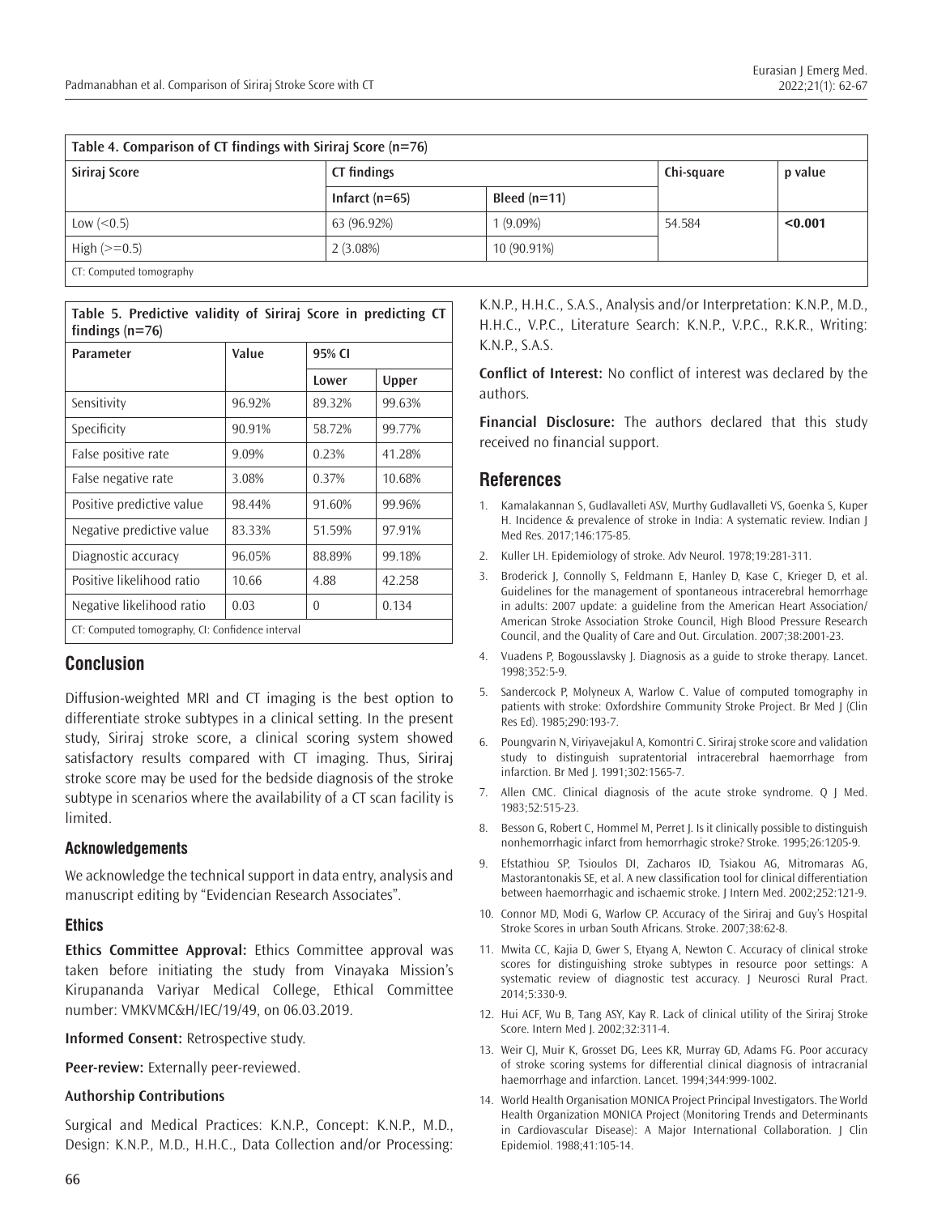| **Table 4. Comparison of CT findings with Siriraj Score (n=76)** | | | | |
|---|---|---|---|---|
| **Siriraj Score** | **CT findings** | | **Chi-square** | **p value** |
| | **Infarct (n=65)** | **Bleed (n=11)** | | |
| Low (<0.5) | 63 (96.92%) | 1 (9.09%) | 54.584 | **<0.001** |
| High (>=0.5) | 2 (3.08%) | 10 (90.91%) | | |
| CT: Computed tomography | | | | |

| **Table 5. Predictive validity of Siriraj Score in predicting CT findings (n=76)** | | | |
|---|---|---|---|
| **Parameter** | **Value** | **95% CI** | |
| | | **Lower** | **Upper** |
| Sensitivity | 96.92% | 89.32% | 99.63% |
| Specificity | 90.91% | 58.72% | 99.77% |
| False positive rate | 9.09% | 0.23% | 41.28% |
| False negative rate | 3.08% | 0.37% | 10.68% |
| Positive predictive value | 98.44% | 91.60% | 99.96% |
| Negative predictive value | 83.33% | 51.59% | 97.91% |
| Diagnostic accuracy | 96.05% | 88.89% | 99.18% |
| Positive likelihood ratio | 10.66 | 4.88 | 42.258 |
| Negative likelihood ratio | 0.03 | 0 | 0.134 |
| CT: Computed tomography, CI: Confidence interval | | | |

## Conclusion

Diffusion-weighted MRI and CT imaging is the best option to differentiate stroke subtypes in a clinical setting. In the present study, Siriraj stroke score, a clinical scoring system showed satisfactory results compared with CT imaging. Thus, Siriraj stroke score may be used for the bedside diagnosis of the stroke subtype in scenarios where the availability of a CT scan facility is limited.

### Acknowledgements

We acknowledge the technical support in data entry, analysis and manuscript editing by "Evidencian Research Associates".

### Ethics

**Ethics Committee Approval:** Ethics Committee approval was taken before initiating the study from Vinayaka Mission's Kirupananda Variyar Medical College, Ethical Committee number: VMKVMC&H/IEC/19/49, on 06.03.2019.

**Informed Consent:** Retrospective study.

**Peer-review:** Externally peer-reviewed.

**Authorship Contributions**

Surgical and Medical Practices: K.N.P., Concept: K.N.P., M.D., Design: K.N.P., M.D., H.H.C., Data Collection and/or Processing: K.N.P., H.H.C., S.A.S., Analysis and/or Interpretation: K.N.P., M.D., H.H.C., V.P.C., Literature Search: K.N.P., V.P.C., R.K.R., Writing: K.N.P., S.A.S.

**Conflict of Interest:** No conflict of interest was declared by the authors.

**Financial Disclosure:** The authors declared that this study received no financial support.

## References

1. Kamalakannan S, Gudlavalleti ASV, Murthy Gudlavalleti VS, Goenka S, Kuper H. Incidence & prevalence of stroke in India: A systematic review. Indian J Med Res. 2017;146:175-85.
2. Kuller LH. Epidemiology of stroke. Adv Neurol. 1978;19:281-311.
3. Broderick J, Connolly S, Feldmann E, Hanley D, Kase C, Krieger D, et al. Guidelines for the management of spontaneous intracerebral hemorrhage in adults: 2007 update: a guideline from the American Heart Association/American Stroke Association Stroke Council, High Blood Pressure Research Council, and the Quality of Care and Out. Circulation. 2007;38:2001-23.
4. Vuadens P, Bogousslavsky J. Diagnosis as a guide to stroke therapy. Lancet. 1998;352:5-9.
5. Sandercock P, Molyneux A, Warlow C. Value of computed tomography in patients with stroke: Oxfordshire Community Stroke Project. Br Med J (Clin Res Ed). 1985;290:193-7.
6. Poungvarin N, Viriyavejakul A, Komontri C. Siriraj stroke score and validation study to distinguish supratentorial intracerebral haemorrhage from infarction. Br Med J. 1991;302:1565-7.
7. Allen CMC. Clinical diagnosis of the acute stroke syndrome. Q J Med. 1983;52:515-23.
8. Besson G, Robert C, Hommel M, Perret J. Is it clinically possible to distinguish nonhemorrhagic infarct from hemorrhagic stroke? Stroke. 1995;26:1205-9.
9. Efstathiou SP, Tsioulos DI, Zacharos ID, Tsiakou AG, Mitromaras AG, Mastorantonakis SE, et al. A new classification tool for clinical differentiation between haemorrhagic and ischaemic stroke. J Intern Med. 2002;252:121-9.
10. Connor MD, Modi G, Warlow CP. Accuracy of the Siriraj and Guy's Hospital Stroke Scores in urban South Africans. Stroke. 2007;38:62-8.
11. Mwita CC, Kajia D, Gwer S, Etyang A, Newton C. Accuracy of clinical stroke scores for distinguishing stroke subtypes in resource poor settings: A systematic review of diagnostic test accuracy. J Neurosci Rural Pract. 2014;5:330-9.
12. Hui ACF, Wu B, Tang ASY, Kay R. Lack of clinical utility of the Siriraj Stroke Score. Intern Med J. 2002;32:311-4.
13. Weir CJ, Muir K, Grosset DG, Lees KR, Murray GD, Adams FG. Poor accuracy of stroke scoring systems for differential clinical diagnosis of intracranial haemorrhage and infarction. Lancet. 1994;344:999-1002.
14. World Health Organisation MONICA Project Principal Investigators. The World Health Organization MONICA Project (Monitoring Trends and Determinants in Cardiovascular Disease): A Major International Collaboration. J Clin Epidemiol. 1988;41:105-14.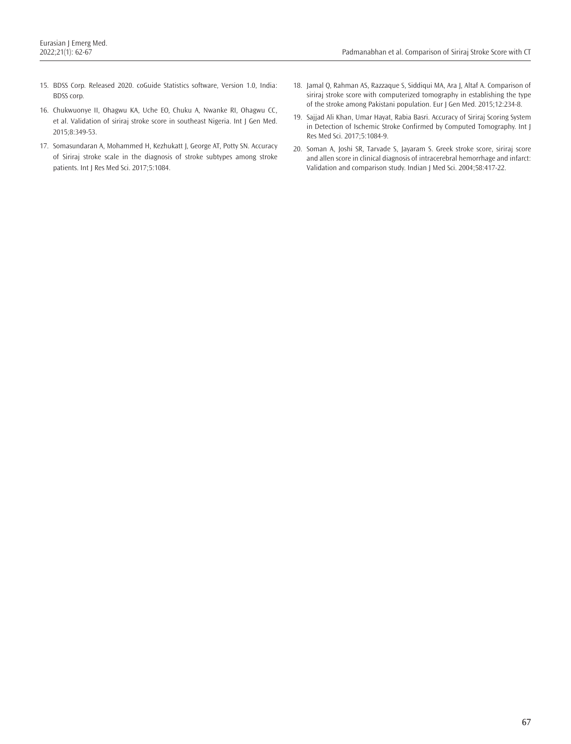15. BDSS Corp. Released 2020. coGuide Statistics software, Version 1.0, India: BDSS corp.
16. Chukwuonye II, Ohagwu KA, Uche EO, Chuku A, Nwanke RI, Ohagwu CC, et al. Validation of siriraj stroke score in southeast Nigeria. Int J Gen Med. 2015;8:349-53.
17. Somasundaran A, Mohammed H, Kezhukatt J, George AT, Potty SN. Accuracy of Siriraj stroke scale in the diagnosis of stroke subtypes among stroke patients. Int J Res Med Sci. 2017;5:1084.
18. Jamal Q, Rahman AS, Razzaque S, Siddiqui MA, Ara J, Altaf A. Comparison of siriraj stroke score with computerized tomography in establishing the type of the stroke among Pakistani population. Eur J Gen Med. 2015;12:234-8.
19. Sajjad Ali Khan, Umar Hayat, Rabia Basri. Accuracy of Siriraj Scoring System in Detection of Ischemic Stroke Confirmed by Computed Tomography. Int J Res Med Sci. 2017;5:1084-9.
20. Soman A, Joshi SR, Tarvade S, Jayaram S. Greek stroke score, siriraj score and allen score in clinical diagnosis of intracerebral hemorrhage and infarct: Validation and comparison study. Indian J Med Sci. 2004;58:417-22.